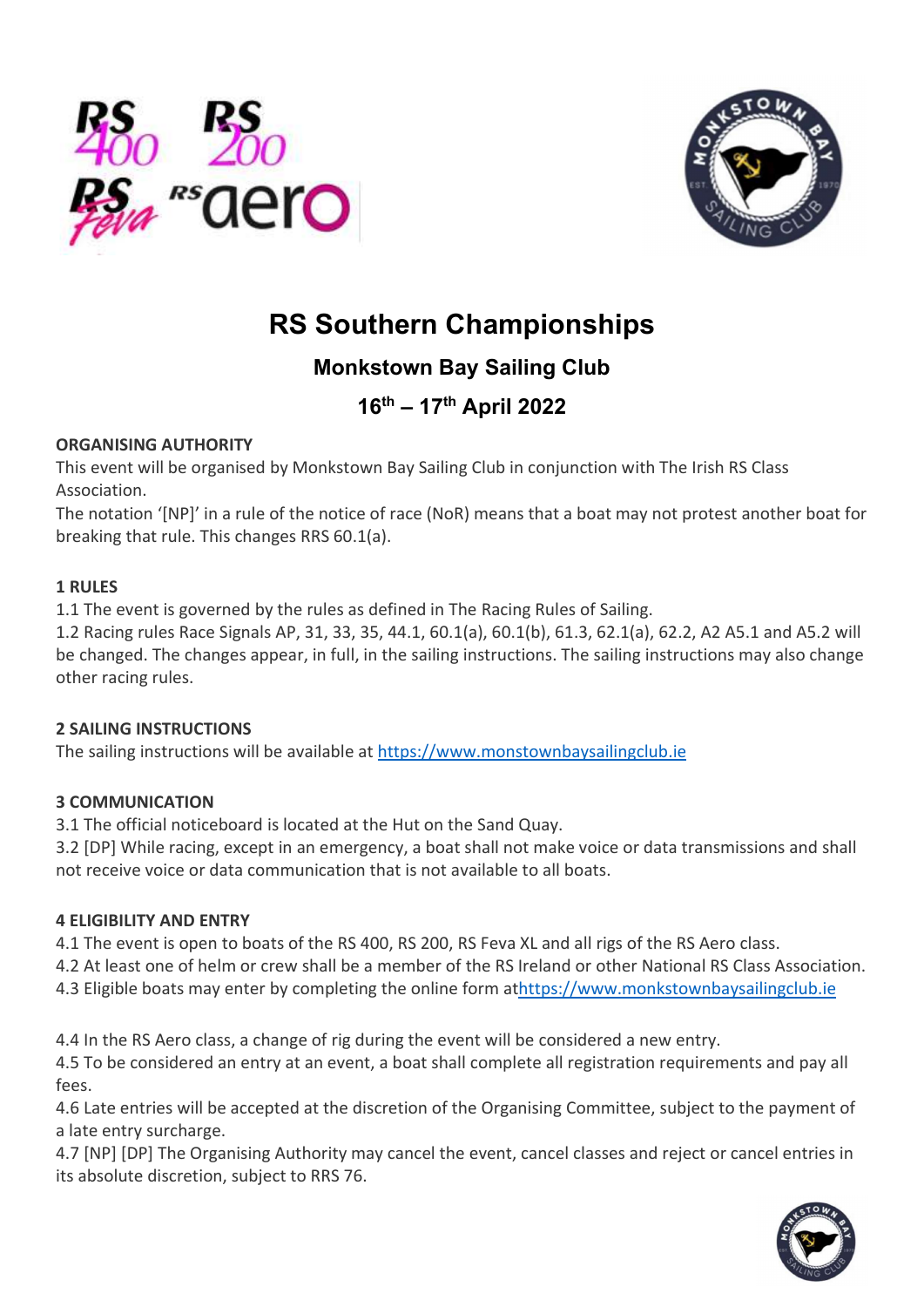# RS Southern Championships

## Monkstown Bay Sailing Club

## 16th – 17th April 2022

**ORGANISING AUTHORITY**

This event will be organised by Monkstown Bay Sailing Club in conjunction with The Irish RS Class Association.

The notation '[NP]' in a rule of the notice of race (NoR) means that a boat may not protest another boat for breaking that rule. This changes RRS 60.1(a).

**1 RULES**

1.1 The event is governed by the rules as defined in The Racing Rules of Sailing.

1.2 Racing rules Race Signals AP, 31, 33, 35, 44.1, 60.1(a), 60.1(b), 61.3, 62.1(a), 62.2, A2 A5.1 and A5.2 will be changed. The changes appear, in full, in the sailing instructions. The sailing instructions may also change other racing rules.

**2 SAILING INSTRUCTIONS**

The sailing instructions will be available at [https://www.monstownbaysailingclub.ie](https://www.monstownbaysailingclub.ie)

**3 COMMUNICATION**

3.1 The official noticeboard is located at the Hut on the Sand Quay.

3.2 [DP] While racing, except in an emergency, a boat shall not make voice or data transmissions and shall not receive voice or data communication that is not available to all boats.

**4 ELIGIBILITY AND ENTRY**

4.1 The event is open to boats of the RS 400, RS 200, RS Feva XL and all rigs of the RS Aero class.

4.2 At least one of helm or crew shall be a member of the RS Ireland or other National RS Class Association.

4.3 Eligible boats may enter by completing the online form at[https://www.monkstownbaysailingclub.ie](https://www.monkstownbaysailingclub.ie)

4.4 In the RS Aero class, a change of rig during the event will be considered a new entry.

4.5 To be considered an entry at an event, a boat shall complete all registration requirements and pay all fees.

4.6 Late entries will be accepted at the discretion of the Organising Committee, subject to the payment of a late entry surcharge.

4.7 [NP] [DP] The Organising Authority may cancel the event, cancel classes and reject or cancel entries in its absolute discretion, subject to RRS 76.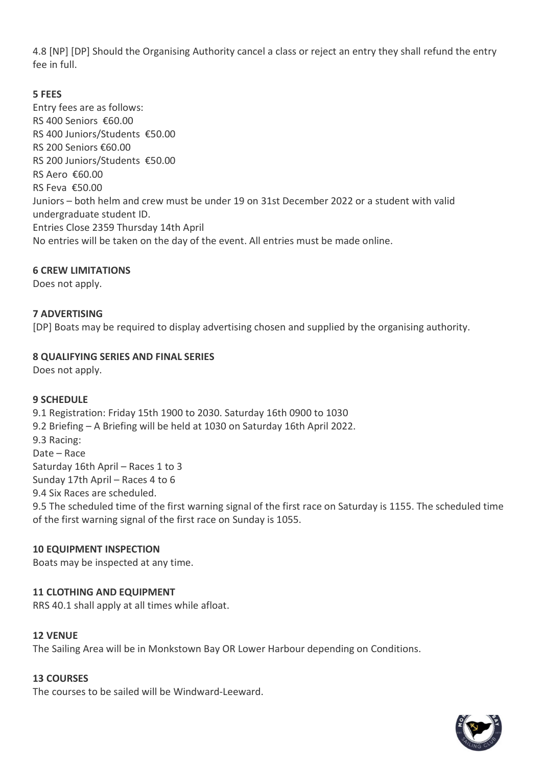4.8 [NP] [DP] Should the Organising Authority cancel a class or reject an entry they shall refund the entry fee in full.

## 5 FEES

Entry fees are as follows:
RS 400 Seniors €60.00
RS 400 Juniors/Students €50.00
RS 200 Seniors €60.00
RS 200 Juniors/Students €50.00
RS Aero €60.00
RS Feva €50.00
Juniors – both helm and crew must be under 19 on 31st December 2022 or a student with valid undergraduate student ID.
Entries Close 2359 Thursday 14th April
No entries will be taken on the day of the event. All entries must be made online.

## 6 CREW LIMITATIONS

Does not apply.

## 7 ADVERTISING

[DP] Boats may be required to display advertising chosen and supplied by the organising authority.

## 8 QUALIFYING SERIES AND FINAL SERIES

Does not apply.

## 9 SCHEDULE

9.1 Registration: Friday 15th 1900 to 2030. Saturday 16th 0900 to 1030
9.2 Briefing – A Briefing will be held at 1030 on Saturday 16th April 2022.
9.3 Racing:
Date – Race
Saturday 16th April – Races 1 to 3
Sunday 17th April – Races 4 to 6
9.4 Six Races are scheduled.
9.5 The scheduled time of the first warning signal of the first race on Saturday is 1155. The scheduled time of the first warning signal of the first race on Sunday is 1055.

## 10 EQUIPMENT INSPECTION

Boats may be inspected at any time.

## 11 CLOTHING AND EQUIPMENT

RRS 40.1 shall apply at all times while afloat.

## 12 VENUE

The Sailing Area will be in Monkstown Bay OR Lower Harbour depending on Conditions.

## 13 COURSES

The courses to be sailed will be Windward-Leeward.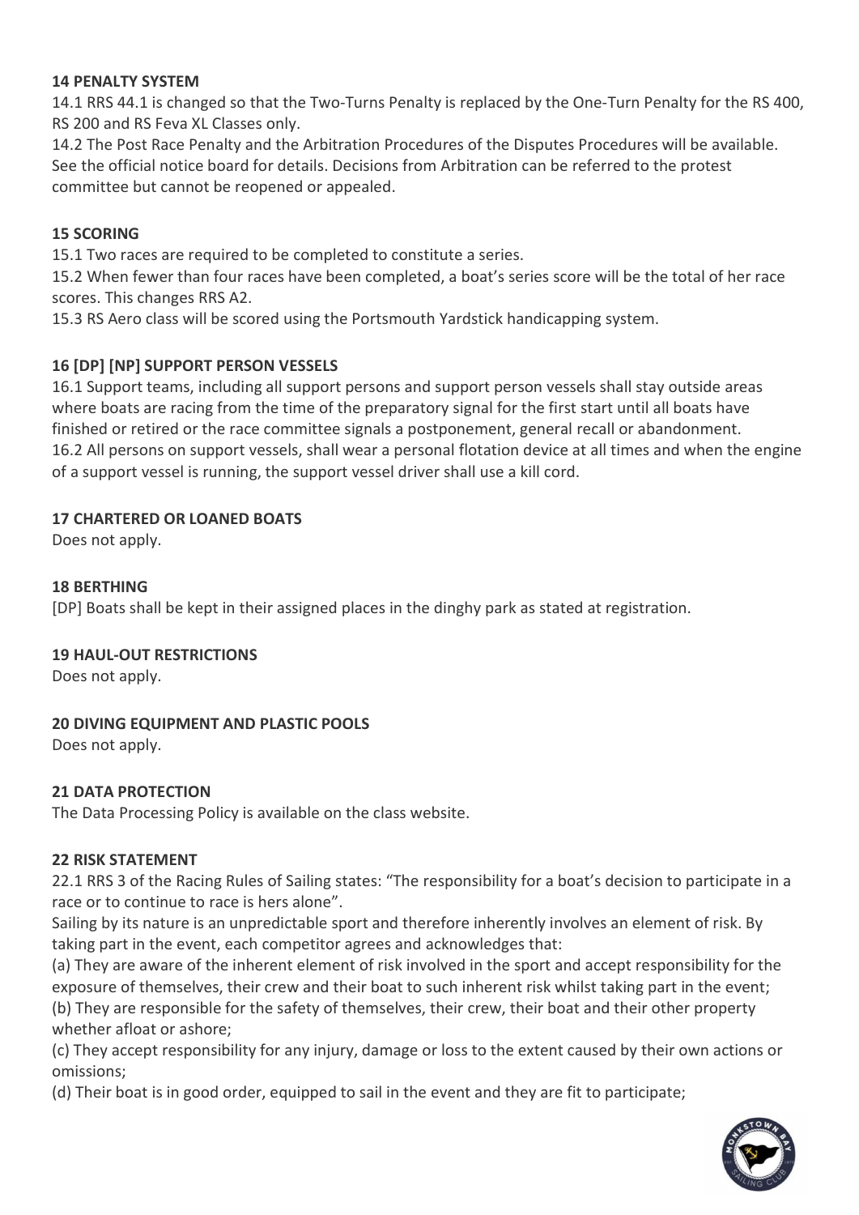## 14 PENALTY SYSTEM

14.1 RRS 44.1 is changed so that the Two-Turns Penalty is replaced by the One-Turn Penalty for the RS 400, RS 200 and RS Feva XL Classes only.

14.2 The Post Race Penalty and the Arbitration Procedures of the Disputes Procedures will be available. See the official notice board for details. Decisions from Arbitration can be referred to the protest committee but cannot be reopened or appealed.

## 15 SCORING

15.1 Two races are required to be completed to constitute a series.

15.2 When fewer than four races have been completed, a boat's series score will be the total of her race scores. This changes RRS A2.

15.3 RS Aero class will be scored using the Portsmouth Yardstick handicapping system.

## 16 [DP] [NP] SUPPORT PERSON VESSELS

16.1 Support teams, including all support persons and support person vessels shall stay outside areas where boats are racing from the time of the preparatory signal for the first start until all boats have finished or retired or the race committee signals a postponement, general recall or abandonment.

16.2 All persons on support vessels, shall wear a personal flotation device at all times and when the engine of a support vessel is running, the support vessel driver shall use a kill cord.

## 17 CHARTERED OR LOANED BOATS

Does not apply.

## 18 BERTHING

[DP] Boats shall be kept in their assigned places in the dinghy park as stated at registration.

## 19 HAUL-OUT RESTRICTIONS

Does not apply.

## 20 DIVING EQUIPMENT AND PLASTIC POOLS

Does not apply.

## 21 DATA PROTECTION

The Data Processing Policy is available on the class website.

## 22 RISK STATEMENT

22.1 RRS 3 of the Racing Rules of Sailing states: "The responsibility for a boat's decision to participate in a race or to continue to race is hers alone".

Sailing by its nature is an unpredictable sport and therefore inherently involves an element of risk. By taking part in the event, each competitor agrees and acknowledges that:

(a) They are aware of the inherent element of risk involved in the sport and accept responsibility for the exposure of themselves, their crew and their boat to such inherent risk whilst taking part in the event;

(b) They are responsible for the safety of themselves, their crew, their boat and their other property whether afloat or ashore;

(c) They accept responsibility for any injury, damage or loss to the extent caused by their own actions or omissions;

(d) Their boat is in good order, equipped to sail in the event and they are fit to participate;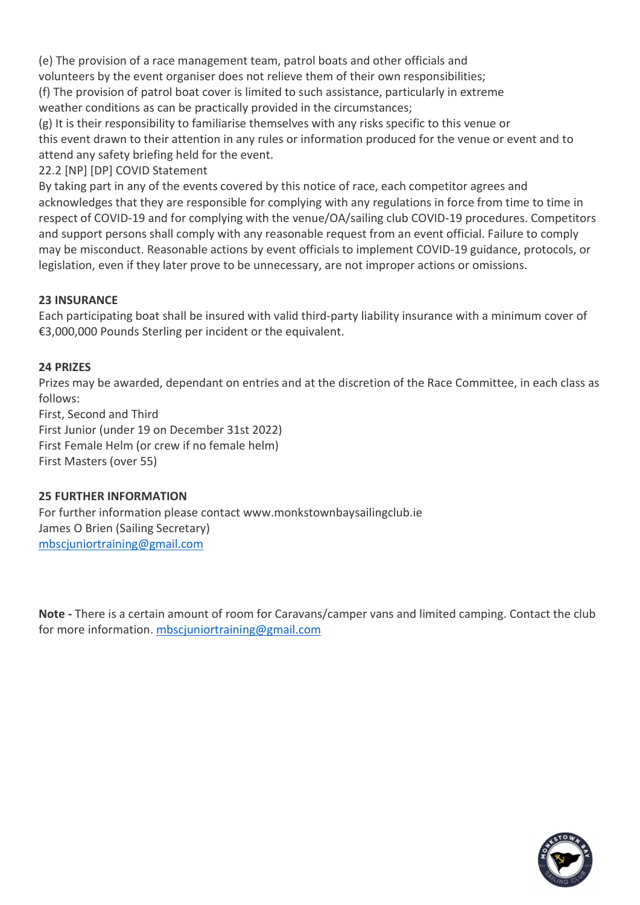(e) The provision of a race management team, patrol boats and other officials and volunteers by the event organiser does not relieve them of their own responsibilities;
(f) The provision of patrol boat cover is limited to such assistance, particularly in extreme weather conditions as can be practically provided in the circumstances;
(g) It is their responsibility to familiarise themselves with any risks specific to this venue or this event drawn to their attention in any rules or information produced for the venue or event and to attend any safety briefing held for the event.

22.2 [NP] [DP] COVID Statement

By taking part in any of the events covered by this notice of race, each competitor agrees and acknowledges that they are responsible for complying with any regulations in force from time to time in respect of COVID-19 and for complying with the venue/OA/sailing club COVID-19 procedures. Competitors and support persons shall comply with any reasonable request from an event official. Failure to comply may be misconduct. Reasonable actions by event officials to implement COVID-19 guidance, protocols, or legislation, even if they later prove to be unnecessary, are not improper actions or omissions.

**23 INSURANCE**

Each participating boat shall be insured with valid third-party liability insurance with a minimum cover of €3,000,000 Pounds Sterling per incident or the equivalent.

**24 PRIZES**

Prizes may be awarded, dependant on entries and at the discretion of the Race Committee, in each class as follows:
First, Second and Third
First Junior (under 19 on December 31st 2022)
First Female Helm (or crew if no female helm)
First Masters (over 55)

**25 FURTHER INFORMATION**

For further information please contact www.monkstownbaysailingclub.ie
James O Brien (Sailing Secretary)
mbscjuniortraining@gmail.com

**Note -** There is a certain amount of room for Caravans/camper vans and limited camping. Contact the club for more information. mbscjuniortraining@gmail.com